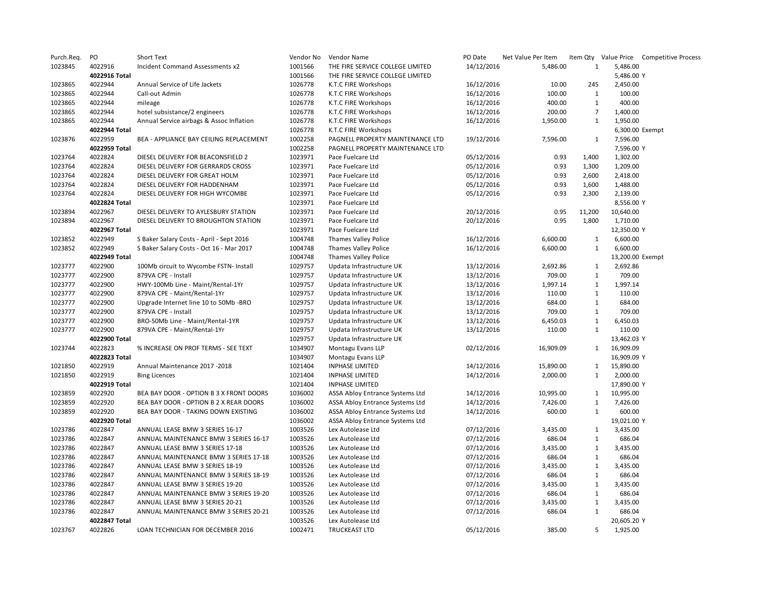| Purch.Req. | PO | Short Text | Vendor No | Vendor Name | PO Date | Net Value Per Item | Item Qty | Value Price | Competitive Process |
|---|---|---|---|---|---|---|---|---|---|
| 1023845 | 4022916 | Incident Command Assessments x2 | 1001566 | THE FIRE SERVICE COLLEGE LIMITED | 14/12/2016 | 5,486.00 | 1 | 5,486.00 | |
| | 4022916 Total | | 1001566 | THE FIRE SERVICE COLLEGE LIMITED | | | | 5,486.00 | Y |
| 1023865 | 4022944 | Annual Service of Life Jackets | 1026778 | K.T.C FIRE Workshops | 16/12/2016 | 10.00 | 245 | 2,450.00 | |
| 1023865 | 4022944 | Call-out Admin | 1026778 | K.T.C FIRE Workshops | 16/12/2016 | 100.00 | 1 | 100.00 | |
| 1023865 | 4022944 | mileage | 1026778 | K.T.C FIRE Workshops | 16/12/2016 | 400.00 | 1 | 400.00 | |
| 1023865 | 4022944 | hotel subsistance/2 engineers | 1026778 | K.T.C FIRE Workshops | 16/12/2016 | 200.00 | 7 | 1,400.00 | |
| 1023865 | 4022944 | Annual Service airbags & Assoc Inflation | 1026778 | K.T.C FIRE Workshops | 16/12/2016 | 1,950.00 | 1 | 1,950.00 | |
| | 4022944 Total | | 1026778 | K.T.C FIRE Workshops | | | | 6,300.00 | Exempt |
| 1023876 | 4022959 | BEA - APPLIANCE BAY CEILING REPLACEMENT | 1002258 | PAGNELL PROPERTY MAINTENANCE LTD | 19/12/2016 | 7,596.00 | 1 | 7,596.00 | |
| | 4022959 Total | | 1002258 | PAGNELL PROPERTY MAINTENANCE LTD | | | | 7,596.00 | Y |
| 1023764 | 4022824 | DIESEL DELIVERY FOR BEACONSFIELD 2 | 1023971 | Pace Fuelcare Ltd | 05/12/2016 | 0.93 | 1,400 | 1,302.00 | |
| 1023764 | 4022824 | DIESEL DELIVERY FOR GERRARDS CROSS | 1023971 | Pace Fuelcare Ltd | 05/12/2016 | 0.93 | 1,300 | 1,209.00 | |
| 1023764 | 4022824 | DIESEL DELIVERY FOR GREAT HOLM | 1023971 | Pace Fuelcare Ltd | 05/12/2016 | 0.93 | 2,600 | 2,418.00 | |
| 1023764 | 4022824 | DIESEL DELIVERY FOR HADDENHAM | 1023971 | Pace Fuelcare Ltd | 05/12/2016 | 0.93 | 1,600 | 1,488.00 | |
| 1023764 | 4022824 | DIESEL DELIVERY FOR HIGH WYCOMBE | 1023971 | Pace Fuelcare Ltd | 05/12/2016 | 0.93 | 2,300 | 2,139.00 | |
| | 4022824 Total | | 1023971 | Pace Fuelcare Ltd | | | | 8,556.00 | Y |
| 1023894 | 4022967 | DIESEL DELIVERY TO AYLESBURY STATION | 1023971 | Pace Fuelcare Ltd | 20/12/2016 | 0.95 | 11,200 | 10,640.00 | |
| 1023894 | 4022967 | DIESEL DELIVERY TO BROUGHTON STATION | 1023971 | Pace Fuelcare Ltd | 20/12/2016 | 0.95 | 1,800 | 1,710.00 | |
| | 4022967 Total | | 1023971 | Pace Fuelcare Ltd | | | | 12,350.00 | Y |
| 1023852 | 4022949 | S Baker Salary Costs - April - Sept 2016 | 1004748 | Thames Valley Police | 16/12/2016 | 6,600.00 | 1 | 6,600.00 | |
| 1023852 | 4022949 | S Baker Salary Costs - Oct 16 - Mar 2017 | 1004748 | Thames Valley Police | 16/12/2016 | 6,600.00 | 1 | 6,600.00 | |
| | 4022949 Total | | 1004748 | Thames Valley Police | | | | 13,200.00 | Exempt |
| 1023777 | 4022900 | 100Mb circuit to Wycombe FSTN- Install | 1029757 | Updata Infrastructure UK | 13/12/2016 | 2,692.86 | 1 | 2,692.86 | |
| 1023777 | 4022900 | 879VA CPE - Install | 1029757 | Updata Infrastructure UK | 13/12/2016 | 709.00 | 1 | 709.00 | |
| 1023777 | 4022900 | HWY-100Mb Line - Maint/Rental-1Yr | 1029757 | Updata Infrastructure UK | 13/12/2016 | 1,997.14 | 1 | 1,997.14 | |
| 1023777 | 4022900 | 879VA CPE - Maint/Rental-1Yr | 1029757 | Updata Infrastructure UK | 13/12/2016 | 110.00 | 1 | 110.00 | |
| 1023777 | 4022900 | Upgrade Internet line 10 to 50Mb -BRO | 1029757 | Updata Infrastructure UK | 13/12/2016 | 684.00 | 1 | 684.00 | |
| 1023777 | 4022900 | 879VA CPE - Install | 1029757 | Updata Infrastructure UK | 13/12/2016 | 709.00 | 1 | 709.00 | |
| 1023777 | 4022900 | BRO-50Mb Line - Maint/Rental-1YR | 1029757 | Updata Infrastructure UK | 13/12/2016 | 6,450.03 | 1 | 6,450.03 | |
| 1023777 | 4022900 | 879VA CPE - Maint/Rental-1Yr | 1029757 | Updata Infrastructure UK | 13/12/2016 | 110.00 | 1 | 110.00 | |
| | 4022900 Total | | 1029757 | Updata Infrastructure UK | | | | 13,462.03 | Y |
| 1023744 | 4022823 | % INCREASE ON PROF TERMS - SEE TEXT | 1034907 | Montagu Evans LLP | 02/12/2016 | 16,909.09 | 1 | 16,909.09 | |
| | 4022823 Total | | 1034907 | Montagu Evans LLP | | | | 16,909.09 | Y |
| 1021850 | 4022919 | Annual Maintenance 2017 -2018 | 1021404 | INPHASE LIMITED | 14/12/2016 | 15,890.00 | 1 | 15,890.00 | |
| 1021850 | 4022919 | Bing Licences | 1021404 | INPHASE LIMITED | 14/12/2016 | 2,000.00 | 1 | 2,000.00 | |
| | 4022919 Total | | 1021404 | INPHASE LIMITED | | | | 17,890.00 | Y |
| 1023859 | 4022920 | BEA BAY DOOR - OPTION B 3 X FRONT DOORS | 1036002 | ASSA Abloy Entrance Systems Ltd | 14/12/2016 | 10,995.00 | 1 | 10,995.00 | |
| 1023859 | 4022920 | BEA BAY DOOR - OPTION B 2 X REAR DOORS | 1036002 | ASSA Abloy Entrance Systems Ltd | 14/12/2016 | 7,426.00 | 1 | 7,426.00 | |
| 1023859 | 4022920 | BEA BAY DOOR - TAKING DOWN EXISTING | 1036002 | ASSA Abloy Entrance Systems Ltd | 14/12/2016 | 600.00 | 1 | 600.00 | |
| | 4022920 Total | | 1036002 | ASSA Abloy Entrance Systems Ltd | | | | 19,021.00 | Y |
| 1023786 | 4022847 | ANNUAL LEASE BMW 3 SERIES 16-17 | 1003526 | Lex Autolease Ltd | 07/12/2016 | 3,435.00 | 1 | 3,435.00 | |
| 1023786 | 4022847 | ANNUAL MAINTENANCE BMW 3 SERIES 16-17 | 1003526 | Lex Autolease Ltd | 07/12/2016 | 686.04 | 1 | 686.04 | |
| 1023786 | 4022847 | ANNUAL LEASE BMW 3 SERIES 17-18 | 1003526 | Lex Autolease Ltd | 07/12/2016 | 3,435.00 | 1 | 3,435.00 | |
| 1023786 | 4022847 | ANNUAL MAINTENANCE BMW 3 SERIES 17-18 | 1003526 | Lex Autolease Ltd | 07/12/2016 | 686.04 | 1 | 686.04 | |
| 1023786 | 4022847 | ANNUAL LEASE BMW 3 SERIES 18-19 | 1003526 | Lex Autolease Ltd | 07/12/2016 | 3,435.00 | 1 | 3,435.00 | |
| 1023786 | 4022847 | ANNUAL MAINTENANCE BMW 3 SERIES 18-19 | 1003526 | Lex Autolease Ltd | 07/12/2016 | 686.04 | 1 | 686.04 | |
| 1023786 | 4022847 | ANNUAL LEASE BMW 3 SERIES 19-20 | 1003526 | Lex Autolease Ltd | 07/12/2016 | 3,435.00 | 1 | 3,435.00 | |
| 1023786 | 4022847 | ANNUAL MAINTENANCE BMW 3 SERIES 19-20 | 1003526 | Lex Autolease Ltd | 07/12/2016 | 686.04 | 1 | 686.04 | |
| 1023786 | 4022847 | ANNUAL LEASE BMW 3 SERIES 20-21 | 1003526 | Lex Autolease Ltd | 07/12/2016 | 3,435.00 | 1 | 3,435.00 | |
| 1023786 | 4022847 | ANNUAL MAINTENANCE BMW 3 SERIES 20-21 | 1003526 | Lex Autolease Ltd | 07/12/2016 | 686.04 | 1 | 686.04 | |
| | 4022847 Total | | 1003526 | Lex Autolease Ltd | | | | 20,605.20 | Y |
| 1023767 | 4022826 | LOAN TECHNICIAN FOR DECEMBER 2016 | 1002471 | TRUCKEAST LTD | 05/12/2016 | 385.00 | 5 | 1,925.00 | |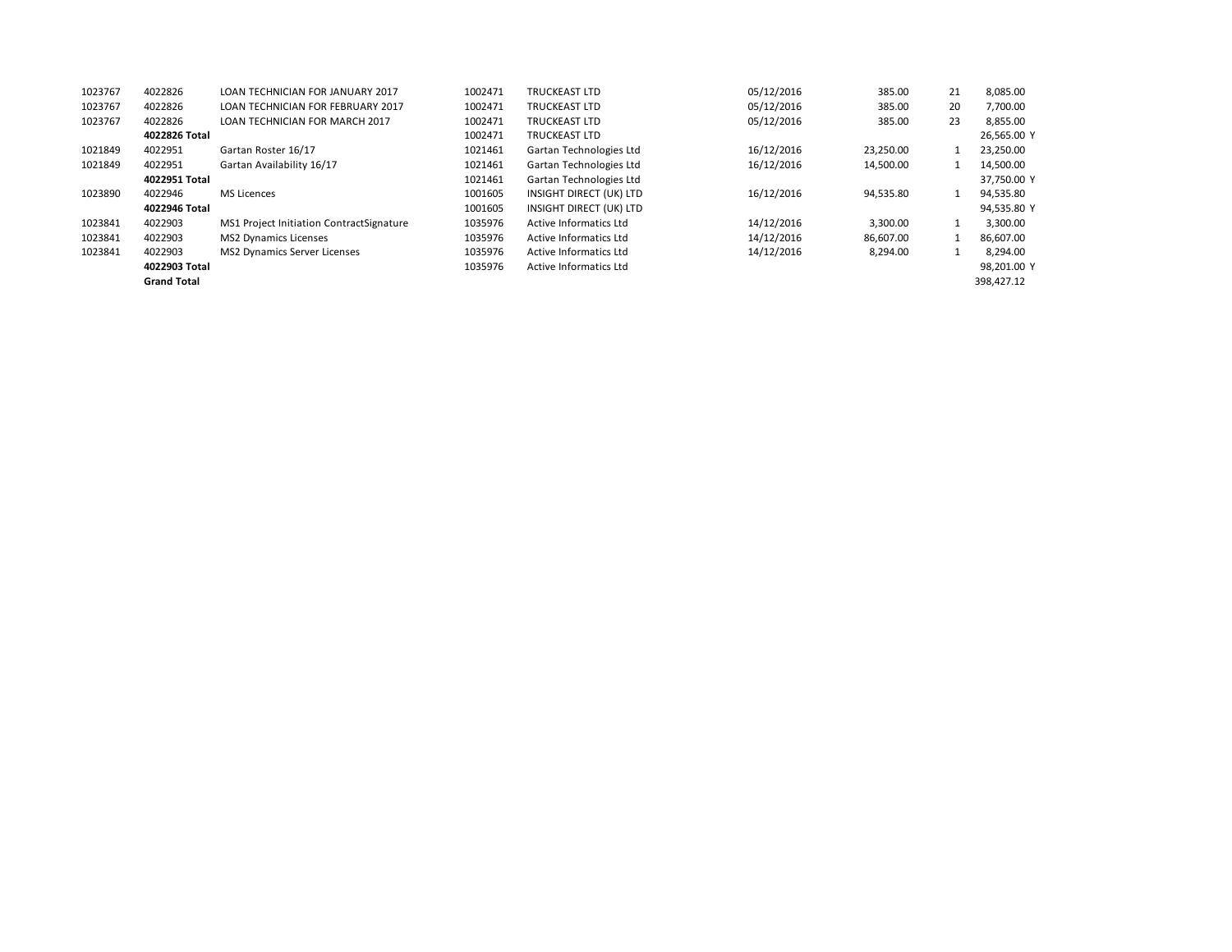| | | | | | | | | | |
|---|---|---|---|---|---|---|---|---|---|
| 1023767 | 4022826 | LOAN TECHNICIAN FOR JANUARY 2017 | 1002471 | TRUCKEAST LTD | 05/12/2016 | 385.00 | 21 | 8,085.00 | |
| 1023767 | 4022826 | LOAN TECHNICIAN FOR FEBRUARY 2017 | 1002471 | TRUCKEAST LTD | 05/12/2016 | 385.00 | 20 | 7,700.00 | |
| 1023767 | 4022826 | LOAN TECHNICIAN FOR MARCH 2017 | 1002471 | TRUCKEAST LTD | 05/12/2016 | 385.00 | 23 | 8,855.00 | |
| | **4022826 Total** | | 1002471 | TRUCKEAST LTD | | | | 26,565.00 | Y |
| 1021849 | 4022951 | Gartan Roster 16/17 | 1021461 | Gartan Technologies Ltd | 16/12/2016 | 23,250.00 | 1 | 23,250.00 | |
| 1021849 | 4022951 | Gartan Availability 16/17 | 1021461 | Gartan Technologies Ltd | 16/12/2016 | 14,500.00 | 1 | 14,500.00 | |
| | **4022951 Total** | | 1021461 | Gartan Technologies Ltd | | | | 37,750.00 | Y |
| 1023890 | 4022946 | MS Licences | 1001605 | INSIGHT DIRECT (UK) LTD | 16/12/2016 | 94,535.80 | 1 | 94,535.80 | |
| | **4022946 Total** | | 1001605 | INSIGHT DIRECT (UK) LTD | | | | 94,535.80 | Y |
| 1023841 | 4022903 | MS1 Project Initiation ContractSignature | 1035976 | Active Informatics Ltd | 14/12/2016 | 3,300.00 | 1 | 3,300.00 | |
| 1023841 | 4022903 | MS2 Dynamics Licenses | 1035976 | Active Informatics Ltd | 14/12/2016 | 86,607.00 | 1 | 86,607.00 | |
| 1023841 | 4022903 | MS2 Dynamics Server Licenses | 1035976 | Active Informatics Ltd | 14/12/2016 | 8,294.00 | 1 | 8,294.00 | |
| | **4022903 Total** | | 1035976 | Active Informatics Ltd | | | | 98,201.00 | Y |
| | **Grand Total** | | | | | | | 398,427.12 | |